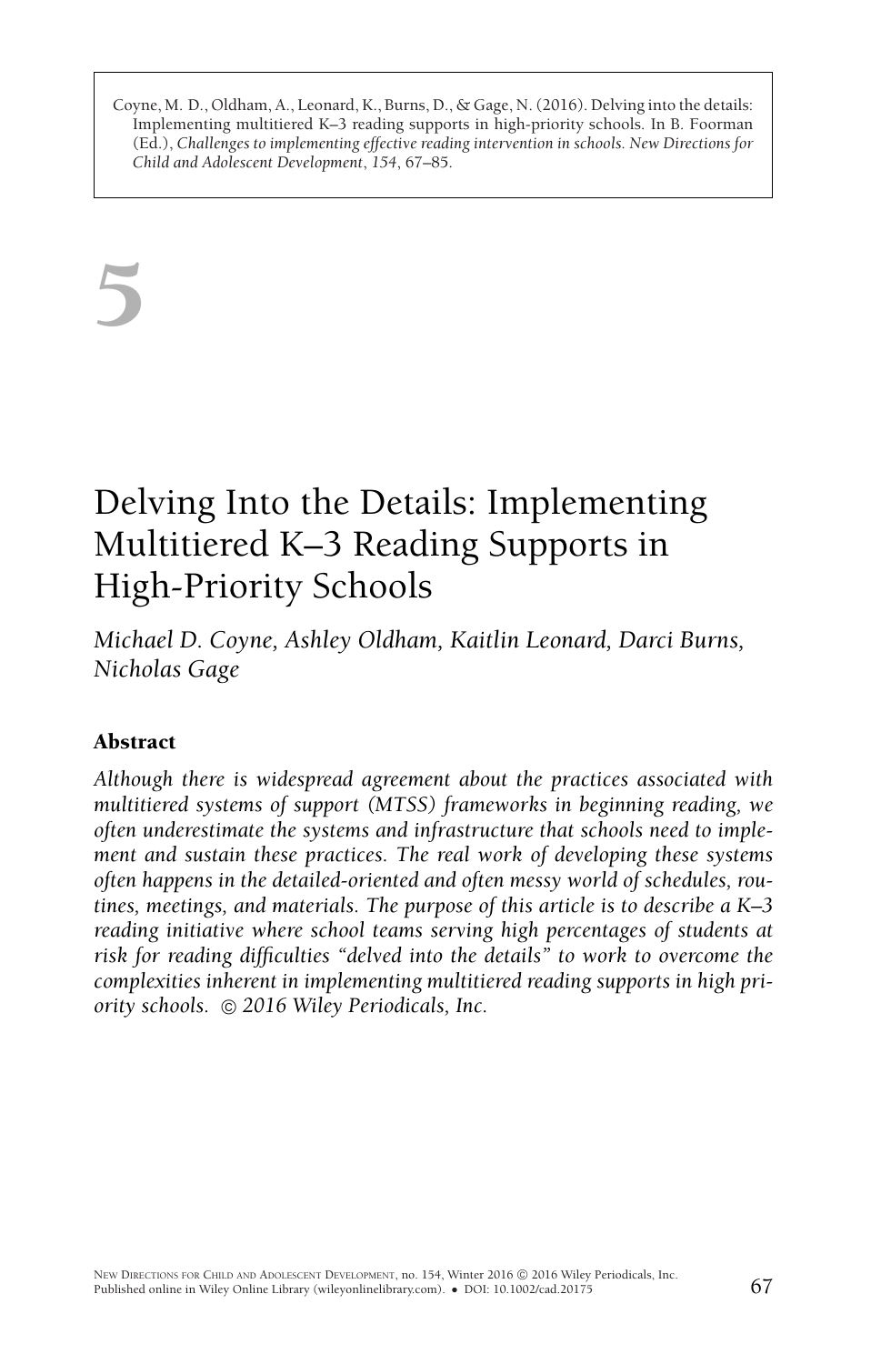Coyne, M. D., Oldham, A., Leonard, K., Burns, D., & Gage, N. (2016). Delving into the details: Implementing multitiered K–3 reading supports in high-priority schools. In B. Foorman (Ed.), *Challenges to implementing effective reading intervention in schools. New Directions for Child and Adolescent Development*, *154*, 67–85.

# 5

# Delving Into the Details: Implementing Multitiered K–3 Reading Supports in High-Priority Schools

*Michael D. Coyne, Ashley Oldham, Kaitlin Leonard, Darci Burns, Nicholas Gage*

### Abstract

*Although there is widespread agreement about the practices associated with multitiered systems of support (MTSS) frameworks in beginning reading, we often underestimate the systems and infrastructure that schools need to implement and sustain these practices. The real work of developing these systems often happens in the detailed-oriented and often messy world of schedules, routines, meetings, and materials. The purpose of this article is to describe a K–3 reading initiative where school teams serving high percentages of students at risk for reading difficulties "delved into the details" to work to overcome the complexities inherent in implementing multitiered reading supports in high priority schools. © 2016 Wiley Periodicals, Inc.*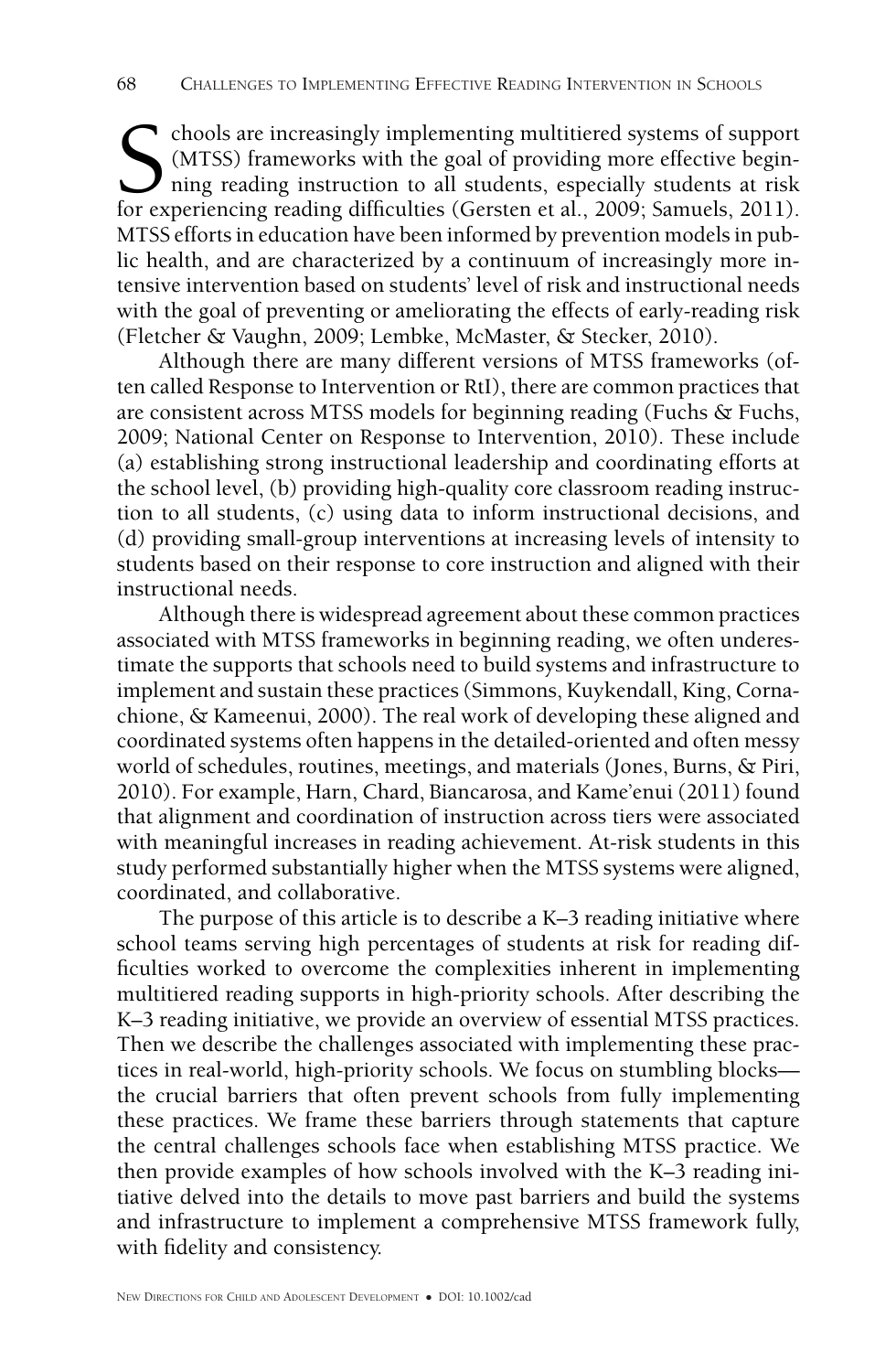Schools are increasingly implementing multitiered systems of support (MTSS) frameworks with the goal of providing more effective beginning reading instruction to all students, especially students at risk for experiencing reading difficulties (Gersten et al., 2009; Samuels, 2011). MTSS efforts in education have been informed by prevention models in public health, and are characterized by a continuum of increasingly more intensive intervention based on students' level of risk and instructional needs with the goal of preventing or ameliorating the effects of early-reading risk (Fletcher & Vaughn, 2009; Lembke, McMaster, & Stecker, 2010).

Although there are many different versions of MTSS frameworks (often called Response to Intervention or RtI), there are common practices that are consistent across MTSS models for beginning reading (Fuchs & Fuchs, 2009; National Center on Response to Intervention, 2010). These include (a) establishing strong instructional leadership and coordinating efforts at the school level, (b) providing high-quality core classroom reading instruction to all students, (c) using data to inform instructional decisions, and (d) providing small-group interventions at increasing levels of intensity to students based on their response to core instruction and aligned with their instructional needs.

Although there is widespread agreement about these common practices associated with MTSS frameworks in beginning reading, we often underestimate the supports that schools need to build systems and infrastructure to implement and sustain these practices (Simmons, Kuykendall, King, Cornachione, & Kameenui, 2000). The real work of developing these aligned and coordinated systems often happens in the detailed-oriented and often messy world of schedules, routines, meetings, and materials (Jones, Burns, & Piri, 2010). For example, Harn, Chard, Biancarosa, and Kame'enui (2011) found that alignment and coordination of instruction across tiers were associated with meaningful increases in reading achievement. At-risk students in this study performed substantially higher when the MTSS systems were aligned, coordinated, and collaborative.

The purpose of this article is to describe a K–3 reading initiative where school teams serving high percentages of students at risk for reading difficulties worked to overcome the complexities inherent in implementing multitiered reading supports in high-priority schools. After describing the K–3 reading initiative, we provide an overview of essential MTSS practices. Then we describe the challenges associated with implementing these practices in real-world, high-priority schools. We focus on stumbling blocks—the crucial barriers that often prevent schools from fully implementing these practices. We frame these barriers through statements that capture the central challenges schools face when establishing MTSS practice. We then provide examples of how schools involved with the K–3 reading initiative delved into the details to move past barriers and build the systems and infrastructure to implement a comprehensive MTSS framework fully, with fidelity and consistency.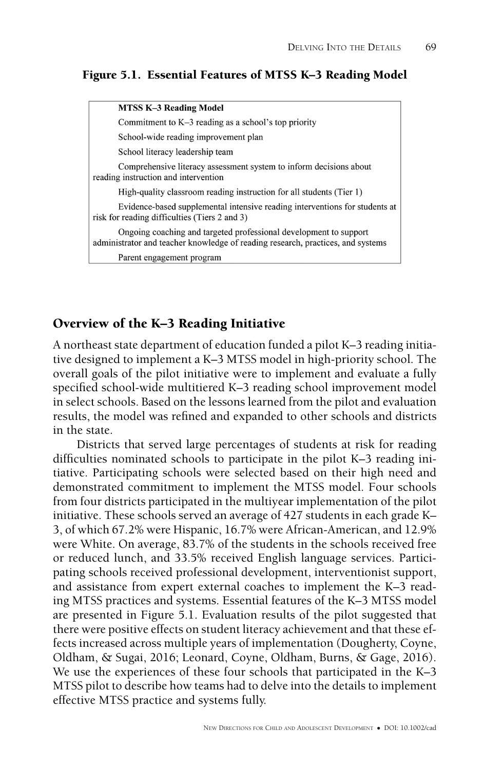**Figure 5.1. Essential Features of MTSS K–3 Reading Model**

| **MTSS K–3 Reading Model** |
|---|
| Commitment to K–3 reading as a school's top priority |
| School-wide reading improvement plan |
| School literacy leadership team |
| Comprehensive literacy assessment system to inform decisions about reading instruction and intervention |
| High-quality classroom reading instruction for all students (Tier 1) |
| Evidence-based supplemental intensive reading interventions for students at risk for reading difficulties (Tiers 2 and 3) |
| Ongoing coaching and targeted professional development to support administrator and teacher knowledge of reading research, practices, and systems |
| Parent engagement program |

## Overview of the K–3 Reading Initiative

A northeast state department of education funded a pilot K–3 reading initiative designed to implement a K–3 MTSS model in high-priority school. The overall goals of the pilot initiative were to implement and evaluate a fully specified school-wide multitiered K–3 reading school improvement model in select schools. Based on the lessons learned from the pilot and evaluation results, the model was refined and expanded to other schools and districts in the state.

Districts that served large percentages of students at risk for reading difficulties nominated schools to participate in the pilot K–3 reading initiative. Participating schools were selected based on their high need and demonstrated commitment to implement the MTSS model. Four schools from four districts participated in the multiyear implementation of the pilot initiative. These schools served an average of 427 students in each grade K–3, of which 67.2% were Hispanic, 16.7% were African-American, and 12.9% were White. On average, 83.7% of the students in the schools received free or reduced lunch, and 33.5% received English language services. Participating schools received professional development, interventionist support, and assistance from expert external coaches to implement the K–3 reading MTSS practices and systems. Essential features of the K–3 MTSS model are presented in Figure 5.1. Evaluation results of the pilot suggested that there were positive effects on student literacy achievement and that these effects increased across multiple years of implementation (Dougherty, Coyne, Oldham, & Sugai, 2016; Leonard, Coyne, Oldham, Burns, & Gage, 2016). We use the experiences of these four schools that participated in the K–3 MTSS pilot to describe how teams had to delve into the details to implement effective MTSS practice and systems fully.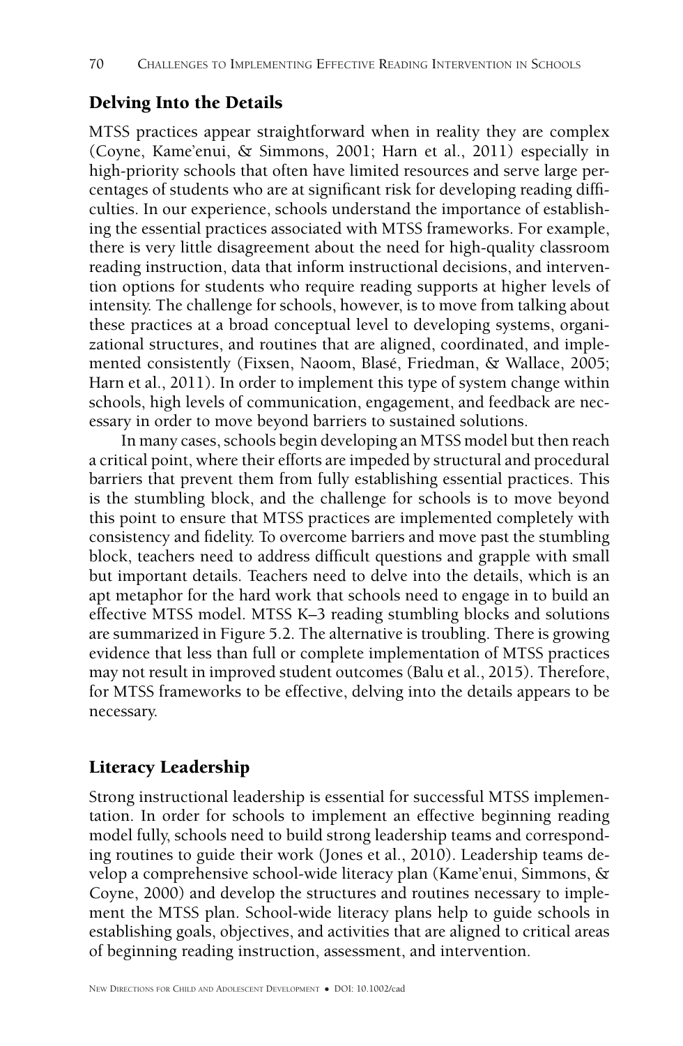## Delving Into the Details

MTSS practices appear straightforward when in reality they are complex (Coyne, Kame'enui, & Simmons, 2001; Harn et al., 2011) especially in high-priority schools that often have limited resources and serve large percentages of students who are at significant risk for developing reading difficulties. In our experience, schools understand the importance of establishing the essential practices associated with MTSS frameworks. For example, there is very little disagreement about the need for high-quality classroom reading instruction, data that inform instructional decisions, and intervention options for students who require reading supports at higher levels of intensity. The challenge for schools, however, is to move from talking about these practices at a broad conceptual level to developing systems, organizational structures, and routines that are aligned, coordinated, and implemented consistently (Fixsen, Naoom, Blasé, Friedman, & Wallace, 2005; Harn et al., 2011). In order to implement this type of system change within schools, high levels of communication, engagement, and feedback are necessary in order to move beyond barriers to sustained solutions.

In many cases, schools begin developing an MTSS model but then reach a critical point, where their efforts are impeded by structural and procedural barriers that prevent them from fully establishing essential practices. This is the stumbling block, and the challenge for schools is to move beyond this point to ensure that MTSS practices are implemented completely with consistency and fidelity. To overcome barriers and move past the stumbling block, teachers need to address difficult questions and grapple with small but important details. Teachers need to delve into the details, which is an apt metaphor for the hard work that schools need to engage in to build an effective MTSS model. MTSS K–3 reading stumbling blocks and solutions are summarized in Figure 5.2. The alternative is troubling. There is growing evidence that less than full or complete implementation of MTSS practices may not result in improved student outcomes (Balu et al., 2015). Therefore, for MTSS frameworks to be effective, delving into the details appears to be necessary.

## Literacy Leadership

Strong instructional leadership is essential for successful MTSS implementation. In order for schools to implement an effective beginning reading model fully, schools need to build strong leadership teams and corresponding routines to guide their work (Jones et al., 2010). Leadership teams develop a comprehensive school-wide literacy plan (Kame'enui, Simmons, & Coyne, 2000) and develop the structures and routines necessary to implement the MTSS plan. School-wide literacy plans help to guide schools in establishing goals, objectives, and activities that are aligned to critical areas of beginning reading instruction, assessment, and intervention.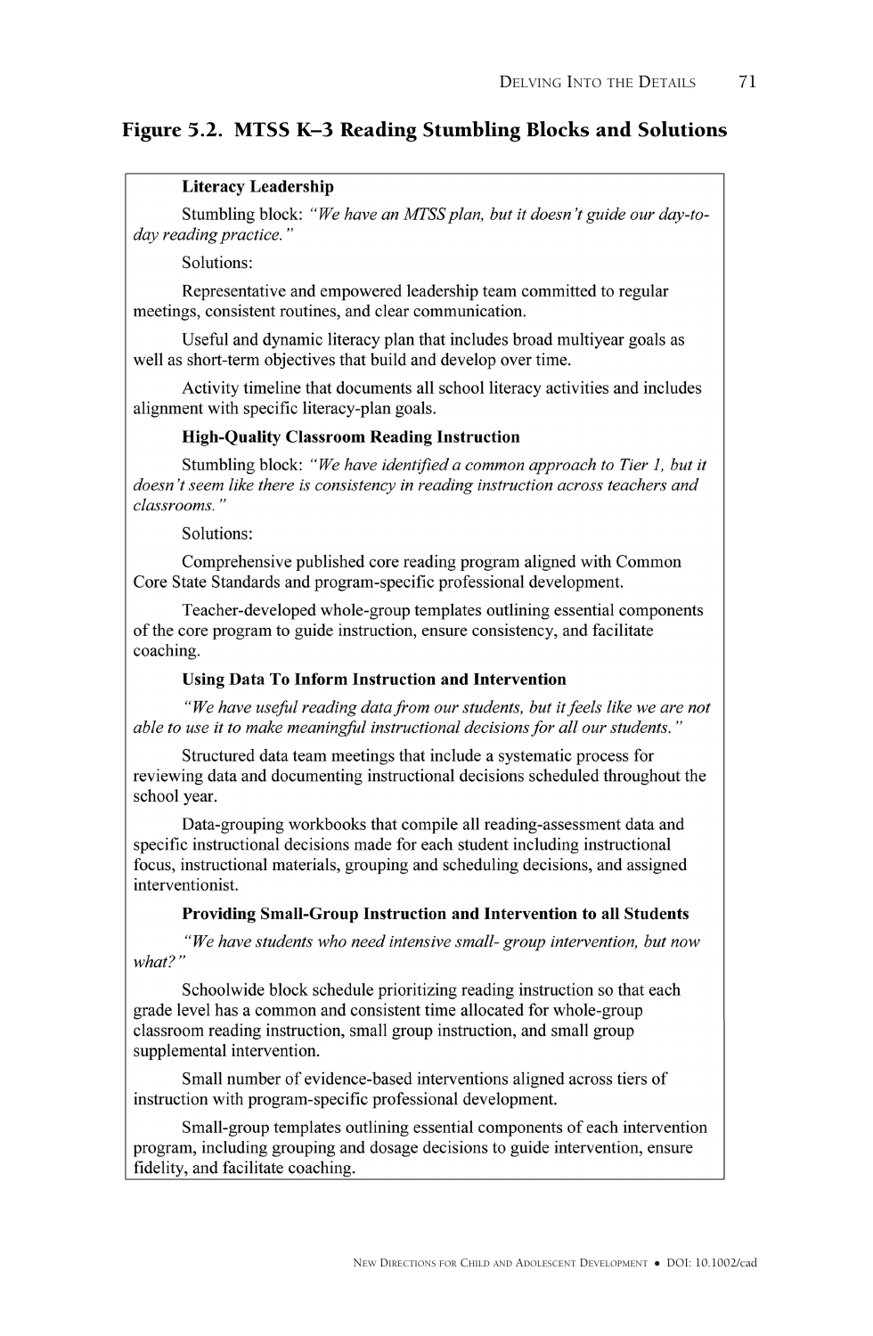## Figure 5.2. MTSS K–3 Reading Stumbling Blocks and Solutions

**Literacy Leadership**

Stumbling block: *"We have an MTSS plan, but it doesn't guide our day-to-day reading practice."*

Solutions:

Representative and empowered leadership team committed to regular meetings, consistent routines, and clear communication.

Useful and dynamic literacy plan that includes broad multiyear goals as well as short-term objectives that build and develop over time.

Activity timeline that documents all school literacy activities and includes alignment with specific literacy-plan goals.

**High-Quality Classroom Reading Instruction**

Stumbling block: *"We have identified a common approach to Tier 1, but it doesn't seem like there is consistency in reading instruction across teachers and classrooms."*

Solutions:

Comprehensive published core reading program aligned with Common Core State Standards and program-specific professional development.

Teacher-developed whole-group templates outlining essential components of the core program to guide instruction, ensure consistency, and facilitate coaching.

**Using Data To Inform Instruction and Intervention**

*"We have useful reading data from our students, but it feels like we are not able to use it to make meaningful instructional decisions for all our students."*

Structured data team meetings that include a systematic process for reviewing data and documenting instructional decisions scheduled throughout the school year.

Data-grouping workbooks that compile all reading-assessment data and specific instructional decisions made for each student including instructional focus, instructional materials, grouping and scheduling decisions, and assigned interventionist.

**Providing Small-Group Instruction and Intervention to all Students**

*"We have students who need intensive small- group intervention, but now what?"*

Schoolwide block schedule prioritizing reading instruction so that each grade level has a common and consistent time allocated for whole-group classroom reading instruction, small group instruction, and small group supplemental intervention.

Small number of evidence-based interventions aligned across tiers of instruction with program-specific professional development.

Small-group templates outlining essential components of each intervention program, including grouping and dosage decisions to guide intervention, ensure fidelity, and facilitate coaching.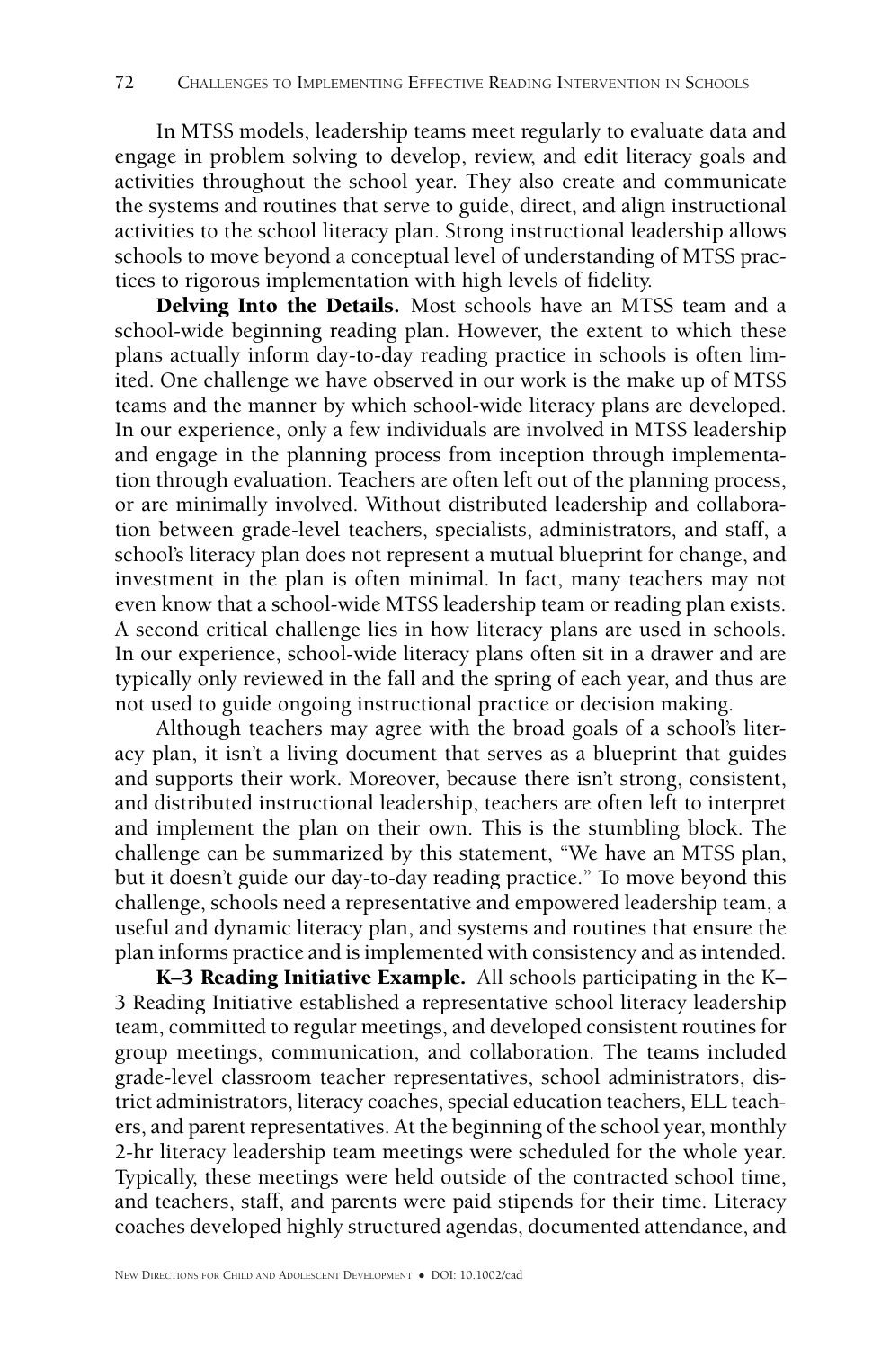In MTSS models, leadership teams meet regularly to evaluate data and engage in problem solving to develop, review, and edit literacy goals and activities throughout the school year. They also create and communicate the systems and routines that serve to guide, direct, and align instructional activities to the school literacy plan. Strong instructional leadership allows schools to move beyond a conceptual level of understanding of MTSS practices to rigorous implementation with high levels of fidelity.

**Delving Into the Details.** Most schools have an MTSS team and a school-wide beginning reading plan. However, the extent to which these plans actually inform day-to-day reading practice in schools is often limited. One challenge we have observed in our work is the make up of MTSS teams and the manner by which school-wide literacy plans are developed. In our experience, only a few individuals are involved in MTSS leadership and engage in the planning process from inception through implementation through evaluation. Teachers are often left out of the planning process, or are minimally involved. Without distributed leadership and collaboration between grade-level teachers, specialists, administrators, and staff, a school's literacy plan does not represent a mutual blueprint for change, and investment in the plan is often minimal. In fact, many teachers may not even know that a school-wide MTSS leadership team or reading plan exists. A second critical challenge lies in how literacy plans are used in schools. In our experience, school-wide literacy plans often sit in a drawer and are typically only reviewed in the fall and the spring of each year, and thus are not used to guide ongoing instructional practice or decision making.

Although teachers may agree with the broad goals of a school's literacy plan, it isn't a living document that serves as a blueprint that guides and supports their work. Moreover, because there isn't strong, consistent, and distributed instructional leadership, teachers are often left to interpret and implement the plan on their own. This is the stumbling block. The challenge can be summarized by this statement, "We have an MTSS plan, but it doesn't guide our day-to-day reading practice." To move beyond this challenge, schools need a representative and empowered leadership team, a useful and dynamic literacy plan, and systems and routines that ensure the plan informs practice and is implemented with consistency and as intended.

**K–3 Reading Initiative Example.** All schools participating in the K–3 Reading Initiative established a representative school literacy leadership team, committed to regular meetings, and developed consistent routines for group meetings, communication, and collaboration. The teams included grade-level classroom teacher representatives, school administrators, district administrators, literacy coaches, special education teachers, ELL teachers, and parent representatives. At the beginning of the school year, monthly 2-hr literacy leadership team meetings were scheduled for the whole year. Typically, these meetings were held outside of the contracted school time, and teachers, staff, and parents were paid stipends for their time. Literacy coaches developed highly structured agendas, documented attendance, and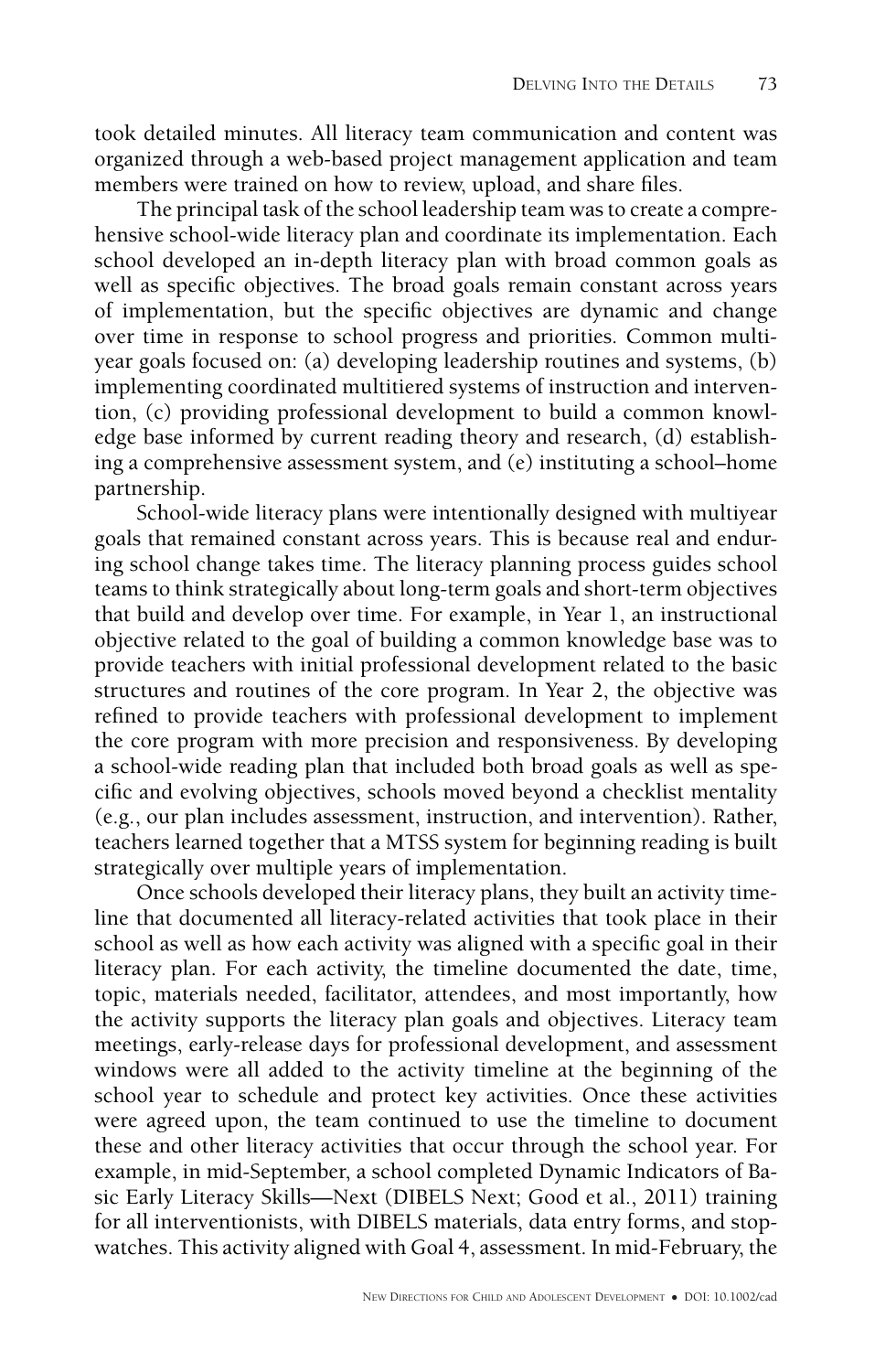took detailed minutes. All literacy team communication and content was organized through a web-based project management application and team members were trained on how to review, upload, and share files.

The principal task of the school leadership team was to create a comprehensive school-wide literacy plan and coordinate its implementation. Each school developed an in-depth literacy plan with broad common goals as well as specific objectives. The broad goals remain constant across years of implementation, but the specific objectives are dynamic and change over time in response to school progress and priorities. Common multi-year goals focused on: (a) developing leadership routines and systems, (b) implementing coordinated multitiered systems of instruction and intervention, (c) providing professional development to build a common knowledge base informed by current reading theory and research, (d) establishing a comprehensive assessment system, and (e) instituting a school–home partnership.

School-wide literacy plans were intentionally designed with multiyear goals that remained constant across years. This is because real and enduring school change takes time. The literacy planning process guides school teams to think strategically about long-term goals and short-term objectives that build and develop over time. For example, in Year 1, an instructional objective related to the goal of building a common knowledge base was to provide teachers with initial professional development related to the basic structures and routines of the core program. In Year 2, the objective was refined to provide teachers with professional development to implement the core program with more precision and responsiveness. By developing a school-wide reading plan that included both broad goals as well as specific and evolving objectives, schools moved beyond a checklist mentality (e.g., our plan includes assessment, instruction, and intervention). Rather, teachers learned together that a MTSS system for beginning reading is built strategically over multiple years of implementation.

Once schools developed their literacy plans, they built an activity timeline that documented all literacy-related activities that took place in their school as well as how each activity was aligned with a specific goal in their literacy plan. For each activity, the timeline documented the date, time, topic, materials needed, facilitator, attendees, and most importantly, how the activity supports the literacy plan goals and objectives. Literacy team meetings, early-release days for professional development, and assessment windows were all added to the activity timeline at the beginning of the school year to schedule and protect key activities. Once these activities were agreed upon, the team continued to use the timeline to document these and other literacy activities that occur through the school year. For example, in mid-September, a school completed Dynamic Indicators of Basic Early Literacy Skills—Next (DIBELS Next; Good et al., 2011) training for all interventionists, with DIBELS materials, data entry forms, and stopwatches. This activity aligned with Goal 4, assessment. In mid-February, the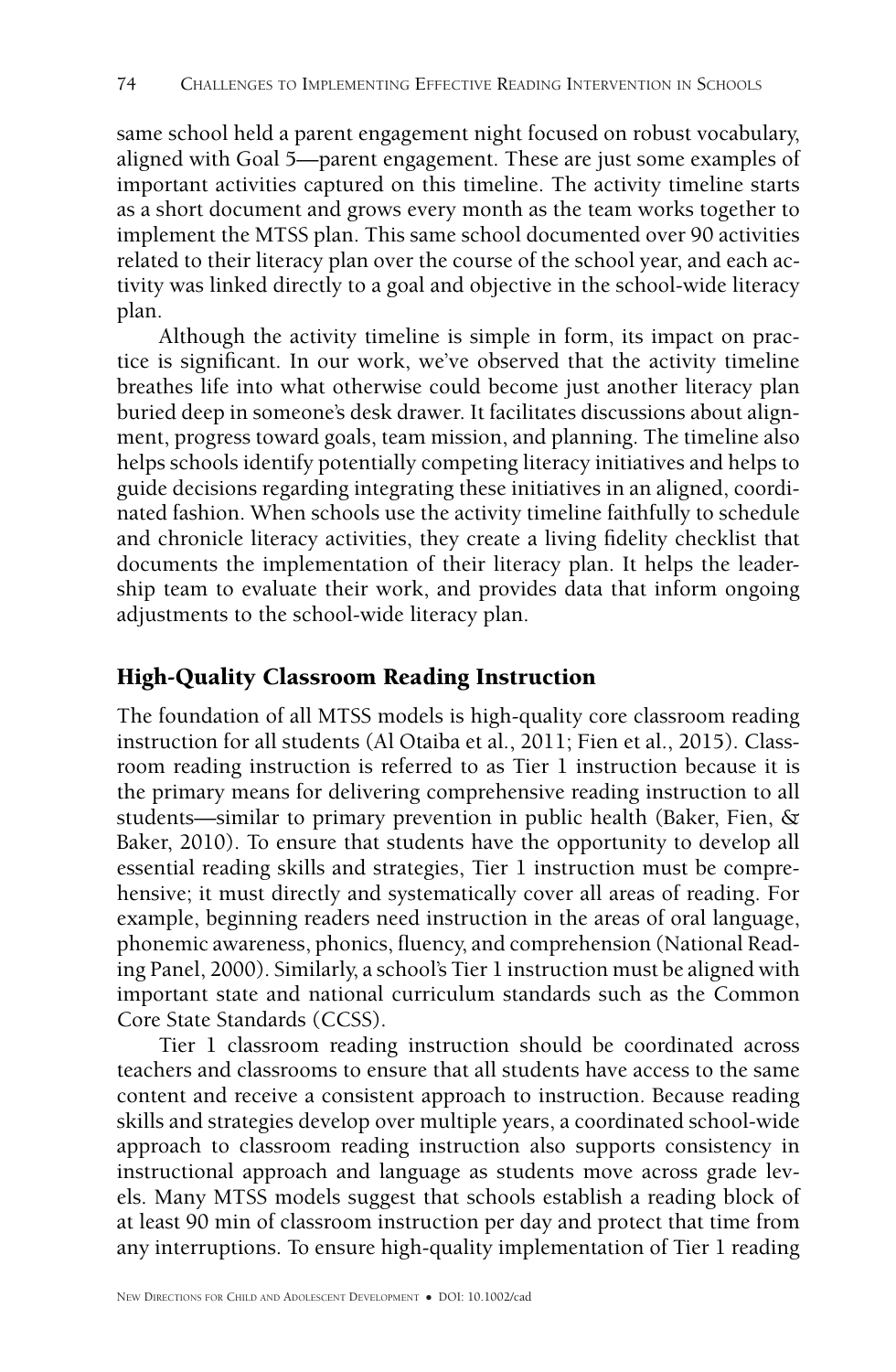same school held a parent engagement night focused on robust vocabulary, aligned with Goal 5—parent engagement. These are just some examples of important activities captured on this timeline. The activity timeline starts as a short document and grows every month as the team works together to implement the MTSS plan. This same school documented over 90 activities related to their literacy plan over the course of the school year, and each activity was linked directly to a goal and objective in the school-wide literacy plan.

Although the activity timeline is simple in form, its impact on practice is significant. In our work, we've observed that the activity timeline breathes life into what otherwise could become just another literacy plan buried deep in someone's desk drawer. It facilitates discussions about alignment, progress toward goals, team mission, and planning. The timeline also helps schools identify potentially competing literacy initiatives and helps to guide decisions regarding integrating these initiatives in an aligned, coordinated fashion. When schools use the activity timeline faithfully to schedule and chronicle literacy activities, they create a living fidelity checklist that documents the implementation of their literacy plan. It helps the leadership team to evaluate their work, and provides data that inform ongoing adjustments to the school-wide literacy plan.

## High-Quality Classroom Reading Instruction

The foundation of all MTSS models is high-quality core classroom reading instruction for all students (Al Otaiba et al., 2011; Fien et al., 2015). Classroom reading instruction is referred to as Tier 1 instruction because it is the primary means for delivering comprehensive reading instruction to all students—similar to primary prevention in public health (Baker, Fien, & Baker, 2010). To ensure that students have the opportunity to develop all essential reading skills and strategies, Tier 1 instruction must be comprehensive; it must directly and systematically cover all areas of reading. For example, beginning readers need instruction in the areas of oral language, phonemic awareness, phonics, fluency, and comprehension (National Reading Panel, 2000). Similarly, a school's Tier 1 instruction must be aligned with important state and national curriculum standards such as the Common Core State Standards (CCSS).

Tier 1 classroom reading instruction should be coordinated across teachers and classrooms to ensure that all students have access to the same content and receive a consistent approach to instruction. Because reading skills and strategies develop over multiple years, a coordinated school-wide approach to classroom reading instruction also supports consistency in instructional approach and language as students move across grade levels. Many MTSS models suggest that schools establish a reading block of at least 90 min of classroom instruction per day and protect that time from any interruptions. To ensure high-quality implementation of Tier 1 reading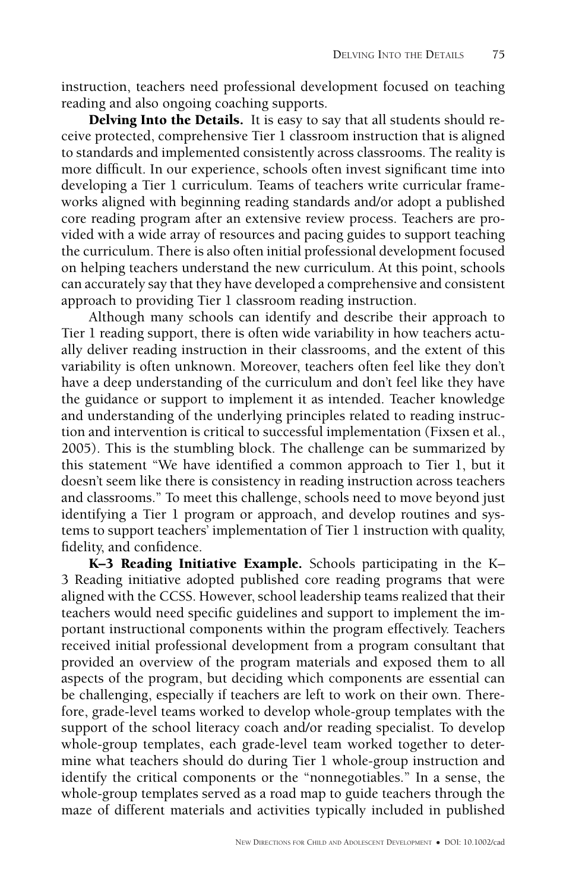instruction, teachers need professional development focused on teaching reading and also ongoing coaching supports.

**Delving Into the Details.** It is easy to say that all students should receive protected, comprehensive Tier 1 classroom instruction that is aligned to standards and implemented consistently across classrooms. The reality is more difficult. In our experience, schools often invest significant time into developing a Tier 1 curriculum. Teams of teachers write curricular frameworks aligned with beginning reading standards and/or adopt a published core reading program after an extensive review process. Teachers are provided with a wide array of resources and pacing guides to support teaching the curriculum. There is also often initial professional development focused on helping teachers understand the new curriculum. At this point, schools can accurately say that they have developed a comprehensive and consistent approach to providing Tier 1 classroom reading instruction.

Although many schools can identify and describe their approach to Tier 1 reading support, there is often wide variability in how teachers actually deliver reading instruction in their classrooms, and the extent of this variability is often unknown. Moreover, teachers often feel like they don't have a deep understanding of the curriculum and don't feel like they have the guidance or support to implement it as intended. Teacher knowledge and understanding of the underlying principles related to reading instruction and intervention is critical to successful implementation (Fixsen et al., 2005). This is the stumbling block. The challenge can be summarized by this statement "We have identified a common approach to Tier 1, but it doesn't seem like there is consistency in reading instruction across teachers and classrooms." To meet this challenge, schools need to move beyond just identifying a Tier 1 program or approach, and develop routines and systems to support teachers' implementation of Tier 1 instruction with quality, fidelity, and confidence.

**K–3 Reading Initiative Example.** Schools participating in the K–3 Reading initiative adopted published core reading programs that were aligned with the CCSS. However, school leadership teams realized that their teachers would need specific guidelines and support to implement the important instructional components within the program effectively. Teachers received initial professional development from a program consultant that provided an overview of the program materials and exposed them to all aspects of the program, but deciding which components are essential can be challenging, especially if teachers are left to work on their own. Therefore, grade-level teams worked to develop whole-group templates with the support of the school literacy coach and/or reading specialist. To develop whole-group templates, each grade-level team worked together to determine what teachers should do during Tier 1 whole-group instruction and identify the critical components or the "nonnegotiables." In a sense, the whole-group templates served as a road map to guide teachers through the maze of different materials and activities typically included in published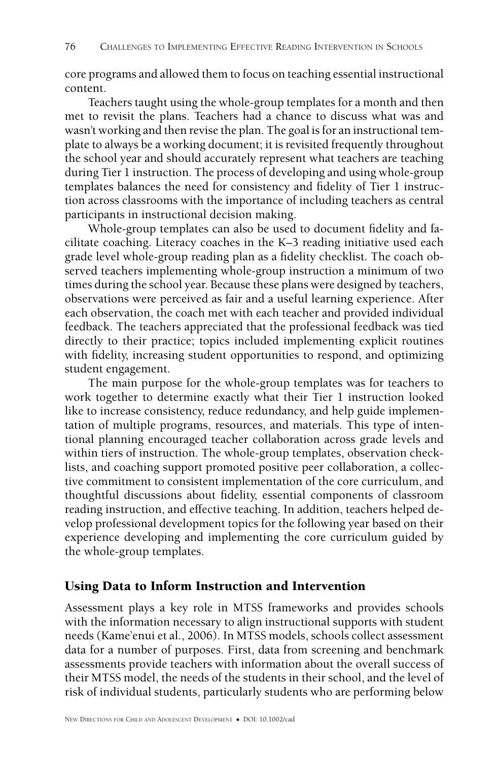core programs and allowed them to focus on teaching essential instructional content.

Teachers taught using the whole-group templates for a month and then met to revisit the plans. Teachers had a chance to discuss what was and wasn't working and then revise the plan. The goal is for an instructional template to always be a working document; it is revisited frequently throughout the school year and should accurately represent what teachers are teaching during Tier 1 instruction. The process of developing and using whole-group templates balances the need for consistency and fidelity of Tier 1 instruction across classrooms with the importance of including teachers as central participants in instructional decision making.

Whole-group templates can also be used to document fidelity and facilitate coaching. Literacy coaches in the K–3 reading initiative used each grade level whole-group reading plan as a fidelity checklist. The coach observed teachers implementing whole-group instruction a minimum of two times during the school year. Because these plans were designed by teachers, observations were perceived as fair and a useful learning experience. After each observation, the coach met with each teacher and provided individual feedback. The teachers appreciated that the professional feedback was tied directly to their practice; topics included implementing explicit routines with fidelity, increasing student opportunities to respond, and optimizing student engagement.

The main purpose for the whole-group templates was for teachers to work together to determine exactly what their Tier 1 instruction looked like to increase consistency, reduce redundancy, and help guide implementation of multiple programs, resources, and materials. This type of intentional planning encouraged teacher collaboration across grade levels and within tiers of instruction. The whole-group templates, observation checklists, and coaching support promoted positive peer collaboration, a collective commitment to consistent implementation of the core curriculum, and thoughtful discussions about fidelity, essential components of classroom reading instruction, and effective teaching. In addition, teachers helped develop professional development topics for the following year based on their experience developing and implementing the core curriculum guided by the whole-group templates.

## Using Data to Inform Instruction and Intervention

Assessment plays a key role in MTSS frameworks and provides schools with the information necessary to align instructional supports with student needs (Kame'enui et al., 2006). In MTSS models, schools collect assessment data for a number of purposes. First, data from screening and benchmark assessments provide teachers with information about the overall success of their MTSS model, the needs of the students in their school, and the level of risk of individual students, particularly students who are performing below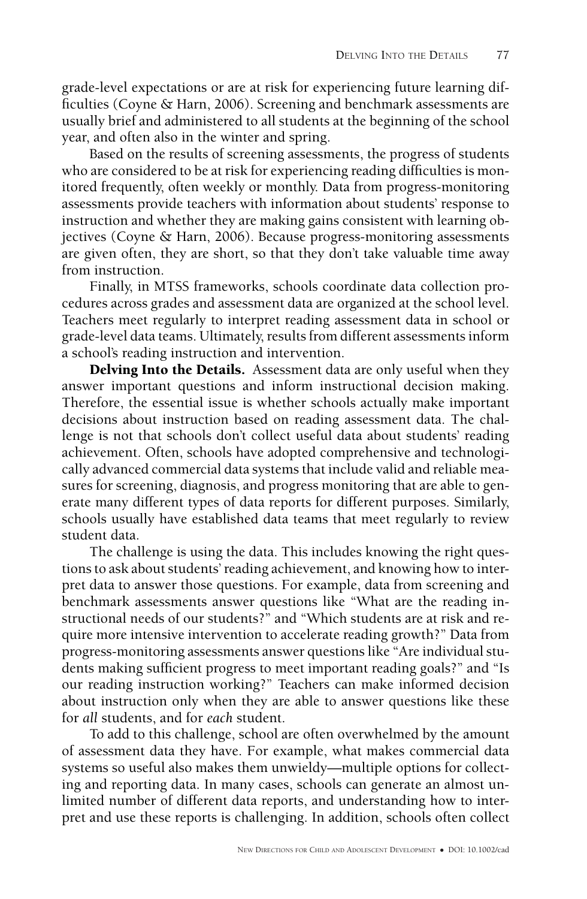grade-level expectations or are at risk for experiencing future learning difficulties (Coyne & Harn, 2006). Screening and benchmark assessments are usually brief and administered to all students at the beginning of the school year, and often also in the winter and spring.

Based on the results of screening assessments, the progress of students who are considered to be at risk for experiencing reading difficulties is monitored frequently, often weekly or monthly. Data from progress-monitoring assessments provide teachers with information about students' response to instruction and whether they are making gains consistent with learning objectives (Coyne & Harn, 2006). Because progress-monitoring assessments are given often, they are short, so that they don't take valuable time away from instruction.

Finally, in MTSS frameworks, schools coordinate data collection procedures across grades and assessment data are organized at the school level. Teachers meet regularly to interpret reading assessment data in school or grade-level data teams. Ultimately, results from different assessments inform a school's reading instruction and intervention.

**Delving Into the Details.** Assessment data are only useful when they answer important questions and inform instructional decision making. Therefore, the essential issue is whether schools actually make important decisions about instruction based on reading assessment data. The challenge is not that schools don't collect useful data about students' reading achievement. Often, schools have adopted comprehensive and technologically advanced commercial data systems that include valid and reliable measures for screening, diagnosis, and progress monitoring that are able to generate many different types of data reports for different purposes. Similarly, schools usually have established data teams that meet regularly to review student data.

The challenge is using the data. This includes knowing the right questions to ask about students' reading achievement, and knowing how to interpret data to answer those questions. For example, data from screening and benchmark assessments answer questions like "What are the reading instructional needs of our students?" and "Which students are at risk and require more intensive intervention to accelerate reading growth?" Data from progress-monitoring assessments answer questions like "Are individual students making sufficient progress to meet important reading goals?" and "Is our reading instruction working?" Teachers can make informed decision about instruction only when they are able to answer questions like these for *all* students, and for *each* student.

To add to this challenge, school are often overwhelmed by the amount of assessment data they have. For example, what makes commercial data systems so useful also makes them unwieldy—multiple options for collecting and reporting data. In many cases, schools can generate an almost unlimited number of different data reports, and understanding how to interpret and use these reports is challenging. In addition, schools often collect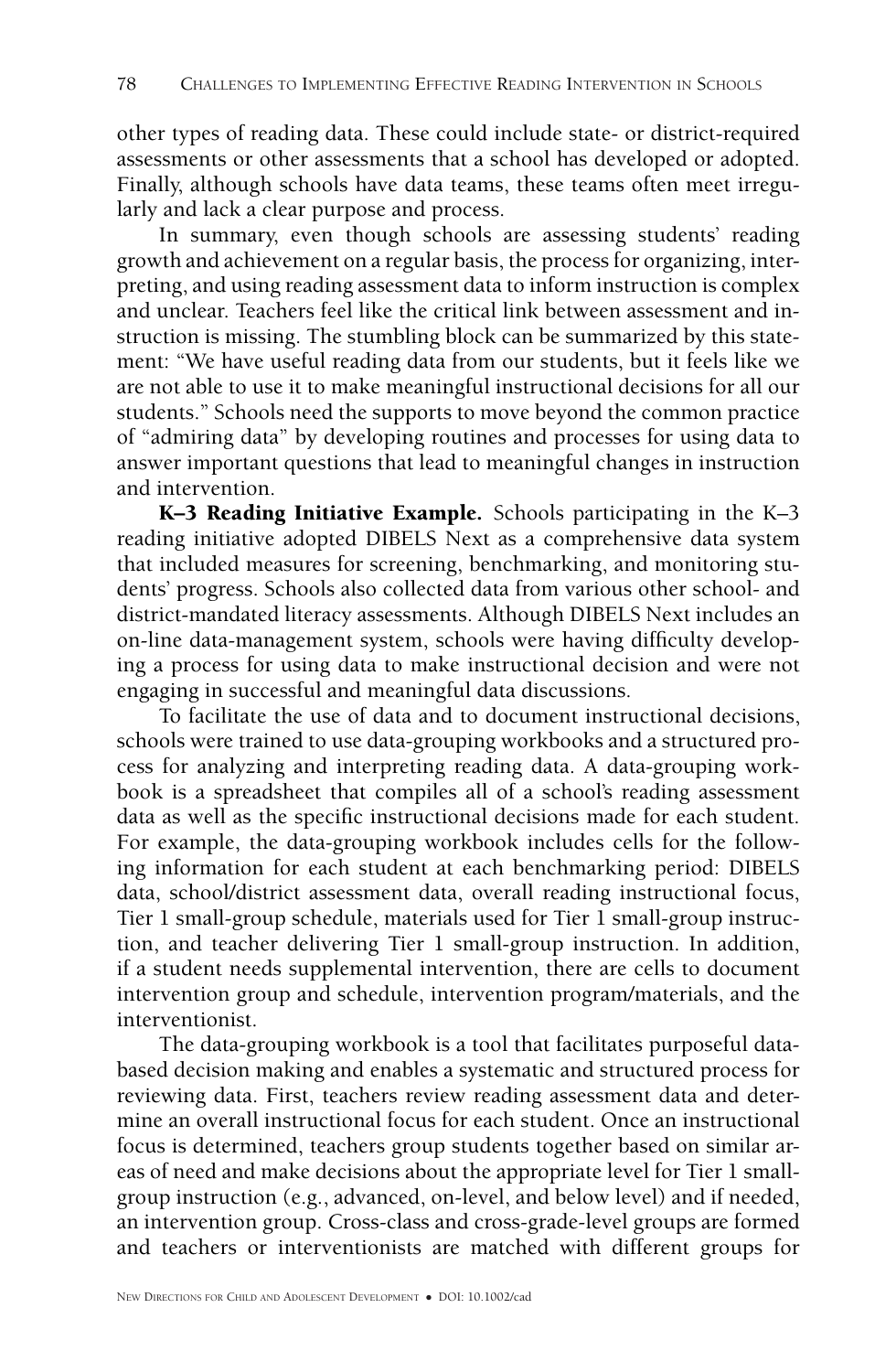other types of reading data. These could include state- or district-required assessments or other assessments that a school has developed or adopted. Finally, although schools have data teams, these teams often meet irregularly and lack a clear purpose and process.

In summary, even though schools are assessing students' reading growth and achievement on a regular basis, the process for organizing, interpreting, and using reading assessment data to inform instruction is complex and unclear. Teachers feel like the critical link between assessment and instruction is missing. The stumbling block can be summarized by this statement: "We have useful reading data from our students, but it feels like we are not able to use it to make meaningful instructional decisions for all our students." Schools need the supports to move beyond the common practice of "admiring data" by developing routines and processes for using data to answer important questions that lead to meaningful changes in instruction and intervention.

**K–3 Reading Initiative Example.** Schools participating in the K–3 reading initiative adopted DIBELS Next as a comprehensive data system that included measures for screening, benchmarking, and monitoring students' progress. Schools also collected data from various other school- and district-mandated literacy assessments. Although DIBELS Next includes an on-line data-management system, schools were having difficulty developing a process for using data to make instructional decision and were not engaging in successful and meaningful data discussions.

To facilitate the use of data and to document instructional decisions, schools were trained to use data-grouping workbooks and a structured process for analyzing and interpreting reading data. A data-grouping workbook is a spreadsheet that compiles all of a school's reading assessment data as well as the specific instructional decisions made for each student. For example, the data-grouping workbook includes cells for the following information for each student at each benchmarking period: DIBELS data, school/district assessment data, overall reading instructional focus, Tier 1 small-group schedule, materials used for Tier 1 small-group instruction, and teacher delivering Tier 1 small-group instruction. In addition, if a student needs supplemental intervention, there are cells to document intervention group and schedule, intervention program/materials, and the interventionist.

The data-grouping workbook is a tool that facilitates purposeful data-based decision making and enables a systematic and structured process for reviewing data. First, teachers review reading assessment data and determine an overall instructional focus for each student. Once an instructional focus is determined, teachers group students together based on similar areas of need and make decisions about the appropriate level for Tier 1 small-group instruction (e.g., advanced, on-level, and below level) and if needed, an intervention group. Cross-class and cross-grade-level groups are formed and teachers or interventionists are matched with different groups for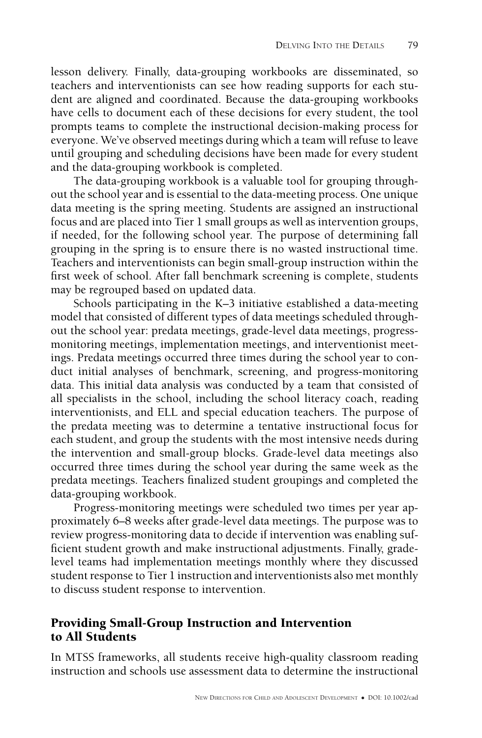lesson delivery. Finally, data-grouping workbooks are disseminated, so teachers and interventionists can see how reading supports for each student are aligned and coordinated. Because the data-grouping workbooks have cells to document each of these decisions for every student, the tool prompts teams to complete the instructional decision-making process for everyone. We've observed meetings during which a team will refuse to leave until grouping and scheduling decisions have been made for every student and the data-grouping workbook is completed.

The data-grouping workbook is a valuable tool for grouping throughout the school year and is essential to the data-meeting process. One unique data meeting is the spring meeting. Students are assigned an instructional focus and are placed into Tier 1 small groups as well as intervention groups, if needed, for the following school year. The purpose of determining fall grouping in the spring is to ensure there is no wasted instructional time. Teachers and interventionists can begin small-group instruction within the first week of school. After fall benchmark screening is complete, students may be regrouped based on updated data.

Schools participating in the K–3 initiative established a data-meeting model that consisted of different types of data meetings scheduled throughout the school year: predata meetings, grade-level data meetings, progress-monitoring meetings, implementation meetings, and interventionist meetings. Predata meetings occurred three times during the school year to conduct initial analyses of benchmark, screening, and progress-monitoring data. This initial data analysis was conducted by a team that consisted of all specialists in the school, including the school literacy coach, reading interventionists, and ELL and special education teachers. The purpose of the predata meeting was to determine a tentative instructional focus for each student, and group the students with the most intensive needs during the intervention and small-group blocks. Grade-level data meetings also occurred three times during the school year during the same week as the predata meetings. Teachers finalized student groupings and completed the data-grouping workbook.

Progress-monitoring meetings were scheduled two times per year approximately 6–8 weeks after grade-level data meetings. The purpose was to review progress-monitoring data to decide if intervention was enabling sufficient student growth and make instructional adjustments. Finally, grade-level teams had implementation meetings monthly where they discussed student response to Tier 1 instruction and interventionists also met monthly to discuss student response to intervention.

## Providing Small-Group Instruction and Intervention to All Students

In MTSS frameworks, all students receive high-quality classroom reading instruction and schools use assessment data to determine the instructional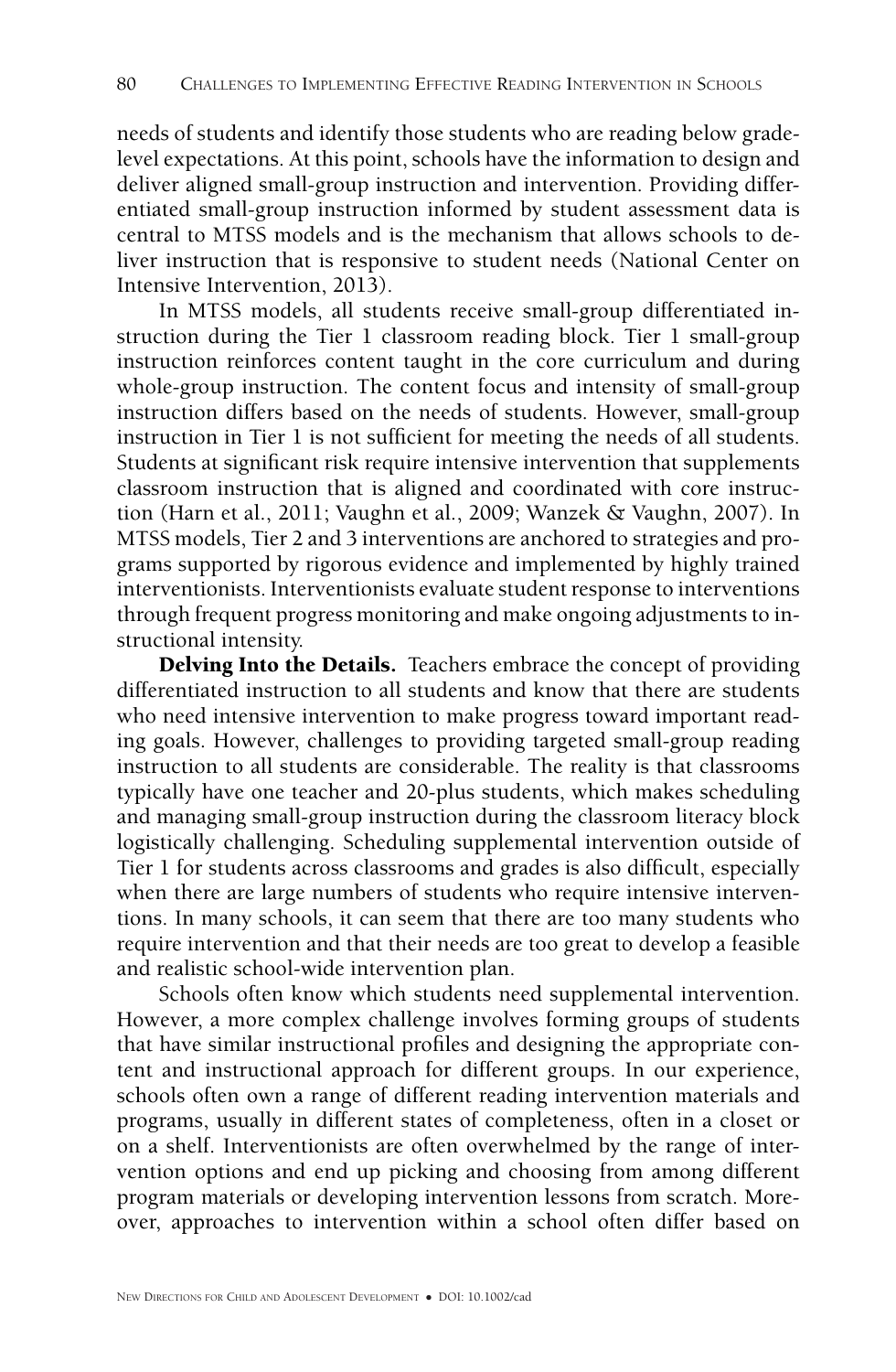needs of students and identify those students who are reading below grade-level expectations. At this point, schools have the information to design and deliver aligned small-group instruction and intervention. Providing differentiated small-group instruction informed by student assessment data is central to MTSS models and is the mechanism that allows schools to deliver instruction that is responsive to student needs (National Center on Intensive Intervention, 2013).

In MTSS models, all students receive small-group differentiated instruction during the Tier 1 classroom reading block. Tier 1 small-group instruction reinforces content taught in the core curriculum and during whole-group instruction. The content focus and intensity of small-group instruction differs based on the needs of students. However, small-group instruction in Tier 1 is not sufficient for meeting the needs of all students. Students at significant risk require intensive intervention that supplements classroom instruction that is aligned and coordinated with core instruction (Harn et al., 2011; Vaughn et al., 2009; Wanzek & Vaughn, 2007). In MTSS models, Tier 2 and 3 interventions are anchored to strategies and programs supported by rigorous evidence and implemented by highly trained interventionists. Interventionists evaluate student response to interventions through frequent progress monitoring and make ongoing adjustments to instructional intensity.

**Delving Into the Details.** Teachers embrace the concept of providing differentiated instruction to all students and know that there are students who need intensive intervention to make progress toward important reading goals. However, challenges to providing targeted small-group reading instruction to all students are considerable. The reality is that classrooms typically have one teacher and 20-plus students, which makes scheduling and managing small-group instruction during the classroom literacy block logistically challenging. Scheduling supplemental intervention outside of Tier 1 for students across classrooms and grades is also difficult, especially when there are large numbers of students who require intensive interventions. In many schools, it can seem that there are too many students who require intervention and that their needs are too great to develop a feasible and realistic school-wide intervention plan.

Schools often know which students need supplemental intervention. However, a more complex challenge involves forming groups of students that have similar instructional profiles and designing the appropriate content and instructional approach for different groups. In our experience, schools often own a range of different reading intervention materials and programs, usually in different states of completeness, often in a closet or on a shelf. Interventionists are often overwhelmed by the range of intervention options and end up picking and choosing from among different program materials or developing intervention lessons from scratch. Moreover, approaches to intervention within a school often differ based on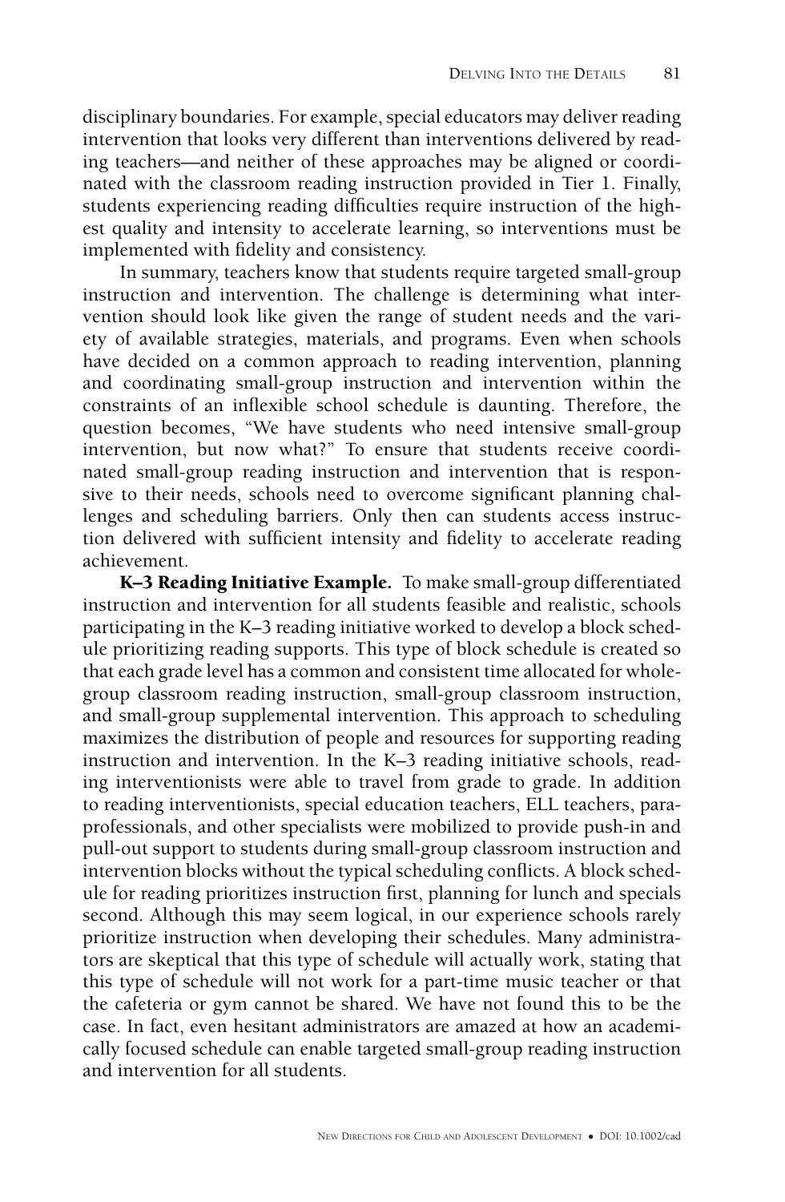disciplinary boundaries. For example, special educators may deliver reading intervention that looks very different than interventions delivered by reading teachers—and neither of these approaches may be aligned or coordinated with the classroom reading instruction provided in Tier 1. Finally, students experiencing reading difficulties require instruction of the highest quality and intensity to accelerate learning, so interventions must be implemented with fidelity and consistency.

In summary, teachers know that students require targeted small-group instruction and intervention. The challenge is determining what intervention should look like given the range of student needs and the variety of available strategies, materials, and programs. Even when schools have decided on a common approach to reading intervention, planning and coordinating small-group instruction and intervention within the constraints of an inflexible school schedule is daunting. Therefore, the question becomes, "We have students who need intensive small-group intervention, but now what?" To ensure that students receive coordinated small-group reading instruction and intervention that is responsive to their needs, schools need to overcome significant planning challenges and scheduling barriers. Only then can students access instruction delivered with sufficient intensity and fidelity to accelerate reading achievement.

**K–3 Reading Initiative Example.** To make small-group differentiated instruction and intervention for all students feasible and realistic, schools participating in the K–3 reading initiative worked to develop a block schedule prioritizing reading supports. This type of block schedule is created so that each grade level has a common and consistent time allocated for whole-group classroom reading instruction, small-group classroom instruction, and small-group supplemental intervention. This approach to scheduling maximizes the distribution of people and resources for supporting reading instruction and intervention. In the K–3 reading initiative schools, reading interventionists were able to travel from grade to grade. In addition to reading interventionists, special education teachers, ELL teachers, paraprofessionals, and other specialists were mobilized to provide push-in and pull-out support to students during small-group classroom instruction and intervention blocks without the typical scheduling conflicts. A block schedule for reading prioritizes instruction first, planning for lunch and specials second. Although this may seem logical, in our experience schools rarely prioritize instruction when developing their schedules. Many administrators are skeptical that this type of schedule will actually work, stating that this type of schedule will not work for a part-time music teacher or that the cafeteria or gym cannot be shared. We have not found this to be the case. In fact, even hesitant administrators are amazed at how an academically focused schedule can enable targeted small-group reading instruction and intervention for all students.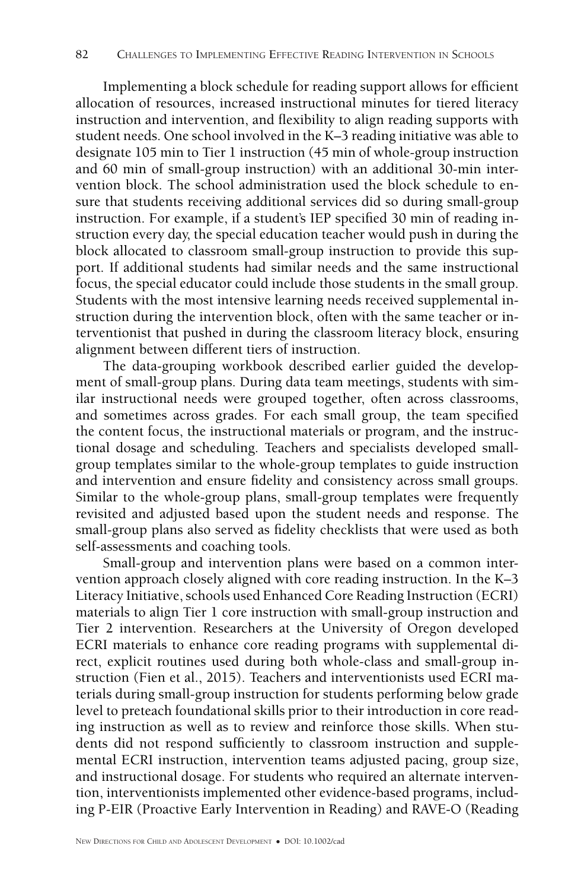Implementing a block schedule for reading support allows for efficient allocation of resources, increased instructional minutes for tiered literacy instruction and intervention, and flexibility to align reading supports with student needs. One school involved in the K–3 reading initiative was able to designate 105 min to Tier 1 instruction (45 min of whole-group instruction and 60 min of small-group instruction) with an additional 30-min intervention block. The school administration used the block schedule to ensure that students receiving additional services did so during small-group instruction. For example, if a student's IEP specified 30 min of reading instruction every day, the special education teacher would push in during the block allocated to classroom small-group instruction to provide this support. If additional students had similar needs and the same instructional focus, the special educator could include those students in the small group. Students with the most intensive learning needs received supplemental instruction during the intervention block, often with the same teacher or interventionist that pushed in during the classroom literacy block, ensuring alignment between different tiers of instruction.

The data-grouping workbook described earlier guided the development of small-group plans. During data team meetings, students with similar instructional needs were grouped together, often across classrooms, and sometimes across grades. For each small group, the team specified the content focus, the instructional materials or program, and the instructional dosage and scheduling. Teachers and specialists developed small-group templates similar to the whole-group templates to guide instruction and intervention and ensure fidelity and consistency across small groups. Similar to the whole-group plans, small-group templates were frequently revisited and adjusted based upon the student needs and response. The small-group plans also served as fidelity checklists that were used as both self-assessments and coaching tools.

Small-group and intervention plans were based on a common intervention approach closely aligned with core reading instruction. In the K–3 Literacy Initiative, schools used Enhanced Core Reading Instruction (ECRI) materials to align Tier 1 core instruction with small-group instruction and Tier 2 intervention. Researchers at the University of Oregon developed ECRI materials to enhance core reading programs with supplemental direct, explicit routines used during both whole-class and small-group instruction (Fien et al., 2015). Teachers and interventionists used ECRI materials during small-group instruction for students performing below grade level to preteach foundational skills prior to their introduction in core reading instruction as well as to review and reinforce those skills. When students did not respond sufficiently to classroom instruction and supplemental ECRI instruction, intervention teams adjusted pacing, group size, and instructional dosage. For students who required an alternate intervention, interventionists implemented other evidence-based programs, including P-EIR (Proactive Early Intervention in Reading) and RAVE-O (Reading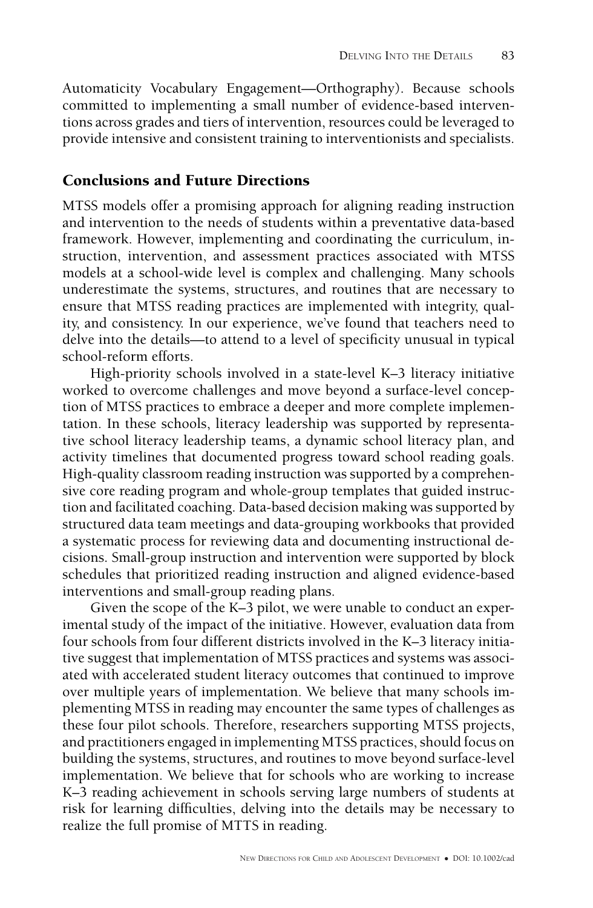Automaticity Vocabulary Engagement—Orthography). Because schools committed to implementing a small number of evidence-based interventions across grades and tiers of intervention, resources could be leveraged to provide intensive and consistent training to interventionists and specialists.

## Conclusions and Future Directions

MTSS models offer a promising approach for aligning reading instruction and intervention to the needs of students within a preventative data-based framework. However, implementing and coordinating the curriculum, instruction, intervention, and assessment practices associated with MTSS models at a school-wide level is complex and challenging. Many schools underestimate the systems, structures, and routines that are necessary to ensure that MTSS reading practices are implemented with integrity, quality, and consistency. In our experience, we've found that teachers need to delve into the details—to attend to a level of specificity unusual in typical school-reform efforts.

High-priority schools involved in a state-level K–3 literacy initiative worked to overcome challenges and move beyond a surface-level conception of MTSS practices to embrace a deeper and more complete implementation. In these schools, literacy leadership was supported by representative school literacy leadership teams, a dynamic school literacy plan, and activity timelines that documented progress toward school reading goals. High-quality classroom reading instruction was supported by a comprehensive core reading program and whole-group templates that guided instruction and facilitated coaching. Data-based decision making was supported by structured data team meetings and data-grouping workbooks that provided a systematic process for reviewing data and documenting instructional decisions. Small-group instruction and intervention were supported by block schedules that prioritized reading instruction and aligned evidence-based interventions and small-group reading plans.

Given the scope of the K–3 pilot, we were unable to conduct an experimental study of the impact of the initiative. However, evaluation data from four schools from four different districts involved in the K–3 literacy initiative suggest that implementation of MTSS practices and systems was associated with accelerated student literacy outcomes that continued to improve over multiple years of implementation. We believe that many schools implementing MTSS in reading may encounter the same types of challenges as these four pilot schools. Therefore, researchers supporting MTSS projects, and practitioners engaged in implementing MTSS practices, should focus on building the systems, structures, and routines to move beyond surface-level implementation. We believe that for schools who are working to increase K–3 reading achievement in schools serving large numbers of students at risk for learning difficulties, delving into the details may be necessary to realize the full promise of MTTS in reading.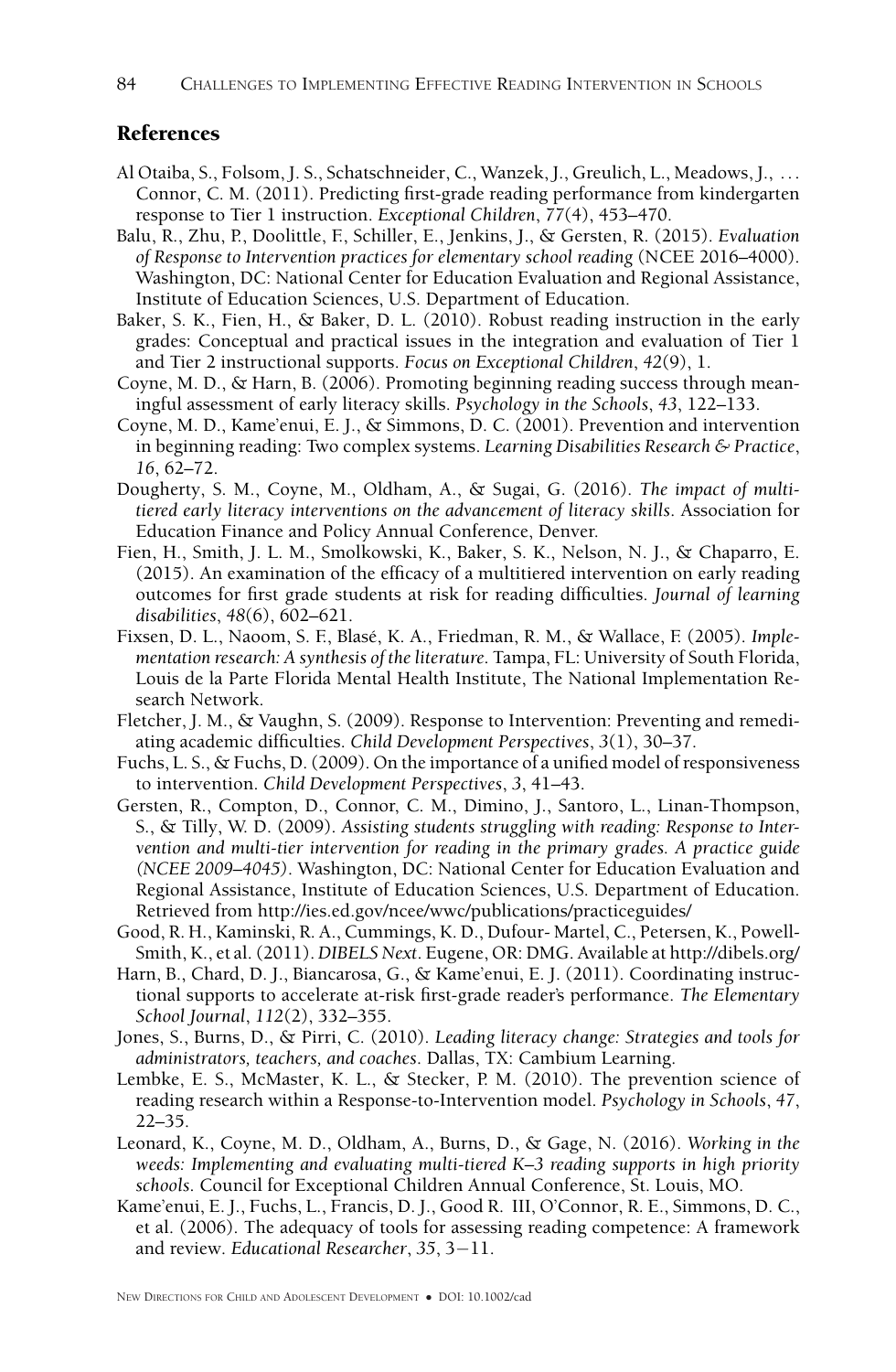## References

Al Otaiba, S., Folsom, J. S., Schatschneider, C., Wanzek, J., Greulich, L., Meadows, J., … Connor, C. M. (2011). Predicting first-grade reading performance from kindergarten response to Tier 1 instruction. *Exceptional Children*, *77*(4), 453–470.

Balu, R., Zhu, P., Doolittle, F., Schiller, E., Jenkins, J., & Gersten, R. (2015). *Evaluation of Response to Intervention practices for elementary school reading* (NCEE 2016–4000). Washington, DC: National Center for Education Evaluation and Regional Assistance, Institute of Education Sciences, U.S. Department of Education.

Baker, S. K., Fien, H., & Baker, D. L. (2010). Robust reading instruction in the early grades: Conceptual and practical issues in the integration and evaluation of Tier 1 and Tier 2 instructional supports. *Focus on Exceptional Children*, *42*(9), 1.

Coyne, M. D., & Harn, B. (2006). Promoting beginning reading success through meaningful assessment of early literacy skills. *Psychology in the Schools*, *43*, 122–133.

Coyne, M. D., Kame'enui, E. J., & Simmons, D. C. (2001). Prevention and intervention in beginning reading: Two complex systems. *Learning Disabilities Research & Practice*, *16*, 62–72.

Dougherty, S. M., Coyne, M., Oldham, A., & Sugai, G. (2016). *The impact of multi-tiered early literacy interventions on the advancement of literacy skills*. Association for Education Finance and Policy Annual Conference, Denver.

Fien, H., Smith, J. L. M., Smolkowski, K., Baker, S. K., Nelson, N. J., & Chaparro, E. (2015). An examination of the efficacy of a multitiered intervention on early reading outcomes for first grade students at risk for reading difficulties. *Journal of learning disabilities*, *48*(6), 602–621.

Fixsen, D. L., Naoom, S. F., Blasé, K. A., Friedman, R. M., & Wallace, F. (2005). *Implementation research: A synthesis of the literature*. Tampa, FL: University of South Florida, Louis de la Parte Florida Mental Health Institute, The National Implementation Research Network.

Fletcher, J. M., & Vaughn, S. (2009). Response to Intervention: Preventing and remediating academic difficulties. *Child Development Perspectives*, *3*(1), 30–37.

Fuchs, L. S., & Fuchs, D. (2009). On the importance of a unified model of responsiveness to intervention. *Child Development Perspectives*, *3*, 41–43.

Gersten, R., Compton, D., Connor, C. M., Dimino, J., Santoro, L., Linan-Thompson, S., & Tilly, W. D. (2009). *Assisting students struggling with reading: Response to Intervention and multi-tier intervention for reading in the primary grades. A practice guide (NCEE 2009–4045)*. Washington, DC: National Center for Education Evaluation and Regional Assistance, Institute of Education Sciences, U.S. Department of Education. Retrieved from http://ies.ed.gov/ncee/wwc/publications/practiceguides/

Good, R. H., Kaminski, R. A., Cummings, K. D., Dufour- Martel, C., Petersen, K., Powell-Smith, K., et al. (2011). *DIBELS Next*. Eugene, OR: DMG. Available at http://dibels.org/

Harn, B., Chard, D. J., Biancarosa, G., & Kame'enui, E. J. (2011). Coordinating instructional supports to accelerate at-risk first-grade reader's performance. *The Elementary School Journal*, *112*(2), 332–355.

Jones, S., Burns, D., & Pirri, C. (2010). *Leading literacy change: Strategies and tools for administrators, teachers, and coaches*. Dallas, TX: Cambium Learning.

Lembke, E. S., McMaster, K. L., & Stecker, P. M. (2010). The prevention science of reading research within a Response-to-Intervention model. *Psychology in Schools*, *47*, 22–35.

Leonard, K., Coyne, M. D., Oldham, A., Burns, D., & Gage, N. (2016). *Working in the weeds: Implementing and evaluating multi-tiered K–3 reading supports in high priority schools*. Council for Exceptional Children Annual Conference, St. Louis, MO.

Kame'enui, E. J., Fuchs, L., Francis, D. J., Good R. III, O'Connor, R. E., Simmons, D. C., et al. (2006). The adequacy of tools for assessing reading competence: A framework and review. *Educational Researcher*, *35*, 3−11.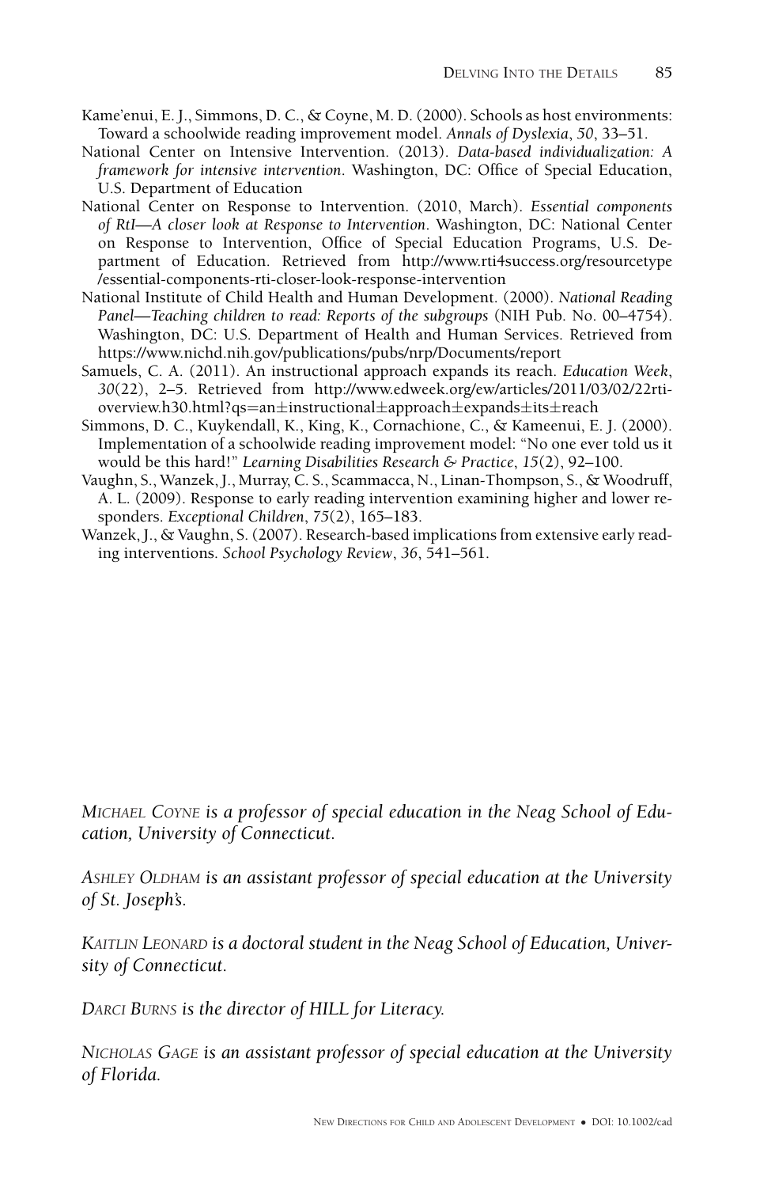Kame'enui, E. J., Simmons, D. C., & Coyne, M. D. (2000). Schools as host environments: Toward a schoolwide reading improvement model. *Annals of Dyslexia*, *50*, 33–51.

National Center on Intensive Intervention. (2013). *Data-based individualization: A framework for intensive intervention*. Washington, DC: Office of Special Education, U.S. Department of Education

National Center on Response to Intervention. (2010, March). *Essential components of RtI—A closer look at Response to Intervention*. Washington, DC: National Center on Response to Intervention, Office of Special Education Programs, U.S. Department of Education. Retrieved from http://www.rti4success.org/resourcetype/essential-components-rti-closer-look-response-intervention

National Institute of Child Health and Human Development. (2000). *National Reading Panel—Teaching children to read: Reports of the subgroups* (NIH Pub. No. 00–4754). Washington, DC: U.S. Department of Health and Human Services. Retrieved from https://www.nichd.nih.gov/publications/pubs/nrp/Documents/report

Samuels, C. A. (2011). An instructional approach expands its reach. *Education Week*, *30*(22), 2–5. Retrieved from http://www.edweek.org/ew/articles/2011/03/02/22rti-overview.h30.html?qs=an±instructional±approach±expands±its±reach

Simmons, D. C., Kuykendall, K., King, K., Cornachione, C., & Kameenui, E. J. (2000). Implementation of a schoolwide reading improvement model: "No one ever told us it would be this hard!" *Learning Disabilities Research & Practice*, *15*(2), 92–100.

Vaughn, S., Wanzek, J., Murray, C. S., Scammacca, N., Linan-Thompson, S., & Woodruff, A. L. (2009). Response to early reading intervention examining higher and lower responders. *Exceptional Children*, *75*(2), 165–183.

Wanzek, J., & Vaughn, S. (2007). Research-based implications from extensive early reading interventions. *School Psychology Review*, *36*, 541–561.

*MICHAEL COYNE is a professor of special education in the Neag School of Education, University of Connecticut.*

*ASHLEY OLDHAM is an assistant professor of special education at the University of St. Joseph's.*

*KAITLIN LEONARD is a doctoral student in the Neag School of Education, University of Connecticut.*

*DARCI BURNS is the director of HILL for Literacy.*

*NICHOLAS GAGE is an assistant professor of special education at the University of Florida.*